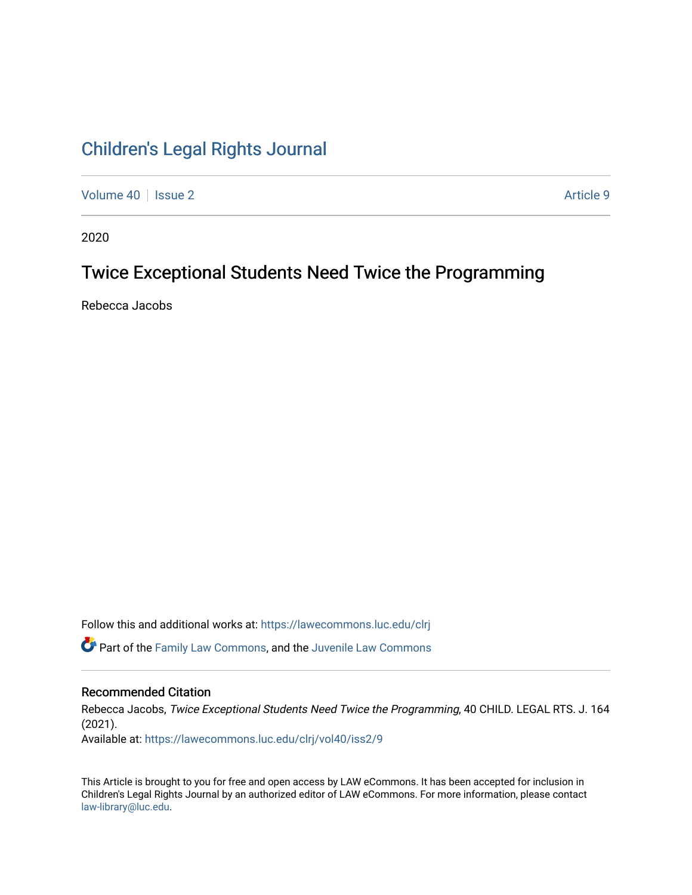# Children's Legal Rights Journal

Volume 40 | Issue 2 | Article 9

2020

## Twice Exceptional Students Need Twice the Programming

Rebecca Jacobs

Follow this and additional works at: https://lawecommons.luc.edu/clrj

Part of the Family Law Commons, and the Juvenile Law Commons

### Recommended Citation

Rebecca Jacobs, *Twice Exceptional Students Need Twice the Programming*, 40 CHILD. LEGAL RTS. J. 164 (2021).

Available at: https://lawecommons.luc.edu/clrj/vol40/iss2/9

This Article is brought to you for free and open access by LAW eCommons. It has been accepted for inclusion in Children's Legal Rights Journal by an authorized editor of LAW eCommons. For more information, please contact law-library@luc.edu.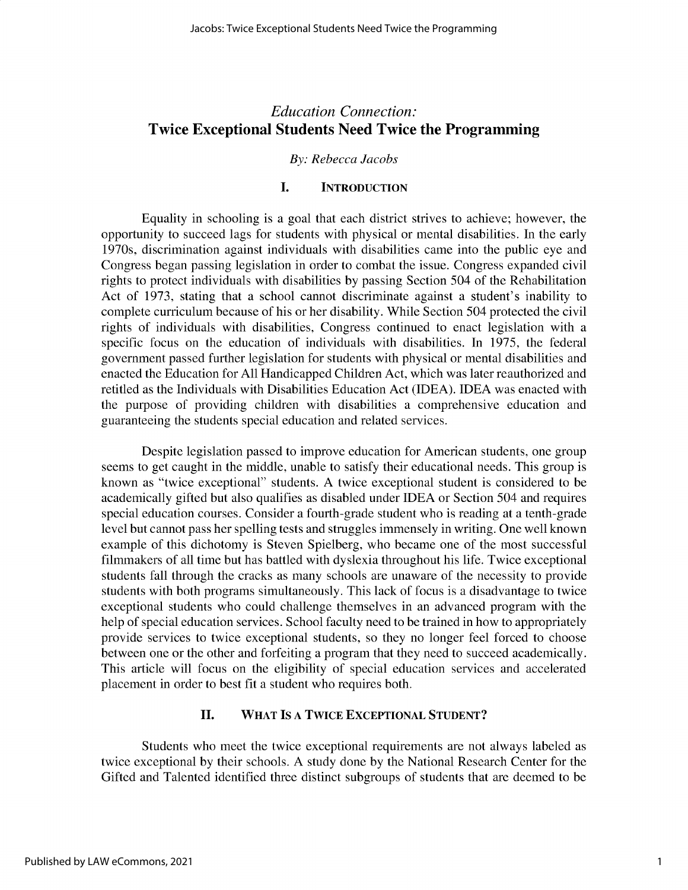*Education Connection:*

# Twice Exceptional Students Need Twice the Programming

*By: Rebecca Jacobs*

## I. Introduction

Equality in schooling is a goal that each district strives to achieve; however, the opportunity to succeed lags for students with physical or mental disabilities. In the early 1970s, discrimination against individuals with disabilities came into the public eye and Congress began passing legislation in order to combat the issue. Congress expanded civil rights to protect individuals with disabilities by passing Section 504 of the Rehabilitation Act of 1973, stating that a school cannot discriminate against a student's inability to complete curriculum because of his or her disability. While Section 504 protected the civil rights of individuals with disabilities, Congress continued to enact legislation with a specific focus on the education of individuals with disabilities. In 1975, the federal government passed further legislation for students with physical or mental disabilities and enacted the Education for All Handicapped Children Act, which was later reauthorized and retitled as the Individuals with Disabilities Education Act (IDEA). IDEA was enacted with the purpose of providing children with disabilities a comprehensive education and guaranteeing the students special education and related services.

Despite legislation passed to improve education for American students, one group seems to get caught in the middle, unable to satisfy their educational needs. This group is known as "twice exceptional" students. A twice exceptional student is considered to be academically gifted but also qualifies as disabled under IDEA or Section 504 and requires special education courses. Consider a fourth-grade student who is reading at a tenth-grade level but cannot pass her spelling tests and struggles immensely in writing. One well known example of this dichotomy is Steven Spielberg, who became one of the most successful filmmakers of all time but has battled with dyslexia throughout his life. Twice exceptional students fall through the cracks as many schools are unaware of the necessity to provide students with both programs simultaneously. This lack of focus is a disadvantage to twice exceptional students who could challenge themselves in an advanced program with the help of special education services. School faculty need to be trained in how to appropriately provide services to twice exceptional students, so they no longer feel forced to choose between one or the other and forfeiting a program that they need to succeed academically. This article will focus on the eligibility of special education services and accelerated placement in order to best fit a student who requires both.

## II. What Is a Twice Exceptional Student?

Students who meet the twice exceptional requirements are not always labeled as twice exceptional by their schools. A study done by the National Research Center for the Gifted and Talented identified three distinct subgroups of students that are deemed to be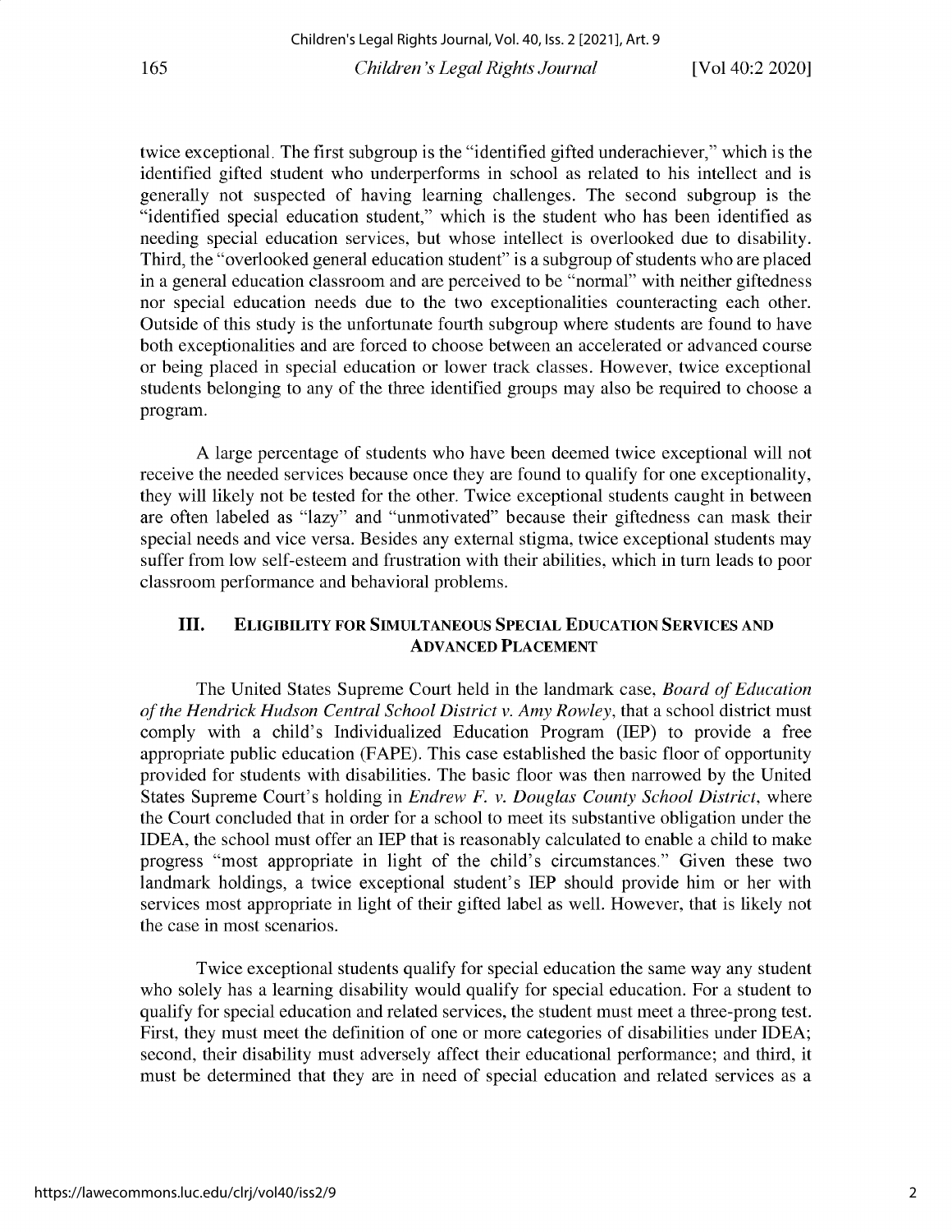twice exceptional. The first subgroup is the "identified gifted underachiever," which is the identified gifted student who underperforms in school as related to his intellect and is generally not suspected of having learning challenges. The second subgroup is the "identified special education student," which is the student who has been identified as needing special education services, but whose intellect is overlooked due to disability. Third, the "overlooked general education student" is a subgroup of students who are placed in a general education classroom and are perceived to be "normal" with neither giftedness nor special education needs due to the two exceptionalities counteracting each other. Outside of this study is the unfortunate fourth subgroup where students are found to have both exceptionalities and are forced to choose between an accelerated or advanced course or being placed in special education or lower track classes. However, twice exceptional students belonging to any of the three identified groups may also be required to choose a program.

A large percentage of students who have been deemed twice exceptional will not receive the needed services because once they are found to qualify for one exceptionality, they will likely not be tested for the other. Twice exceptional students caught in between are often labeled as "lazy" and "unmotivated" because their giftedness can mask their special needs and vice versa. Besides any external stigma, twice exceptional students may suffer from low self-esteem and frustration with their abilities, which in turn leads to poor classroom performance and behavioral problems.

## III. ELIGIBILITY FOR SIMULTANEOUS SPECIAL EDUCATION SERVICES AND ADVANCED PLACEMENT

The United States Supreme Court held in the landmark case, *Board of Education of the Hendrick Hudson Central School District v. Amy Rowley*, that a school district must comply with a child's Individualized Education Program (IEP) to provide a free appropriate public education (FAPE). This case established the basic floor of opportunity provided for students with disabilities. The basic floor was then narrowed by the United States Supreme Court's holding in *Endrew F. v. Douglas County School District*, where the Court concluded that in order for a school to meet its substantive obligation under the IDEA, the school must offer an IEP that is reasonably calculated to enable a child to make progress "most appropriate in light of the child's circumstances." Given these two landmark holdings, a twice exceptional student's IEP should provide him or her with services most appropriate in light of their gifted label as well. However, that is likely not the case in most scenarios.

Twice exceptional students qualify for special education the same way any student who solely has a learning disability would qualify for special education. For a student to qualify for special education and related services, the student must meet a three-prong test. First, they must meet the definition of one or more categories of disabilities under IDEA; second, their disability must adversely affect their educational performance; and third, it must be determined that they are in need of special education and related services as a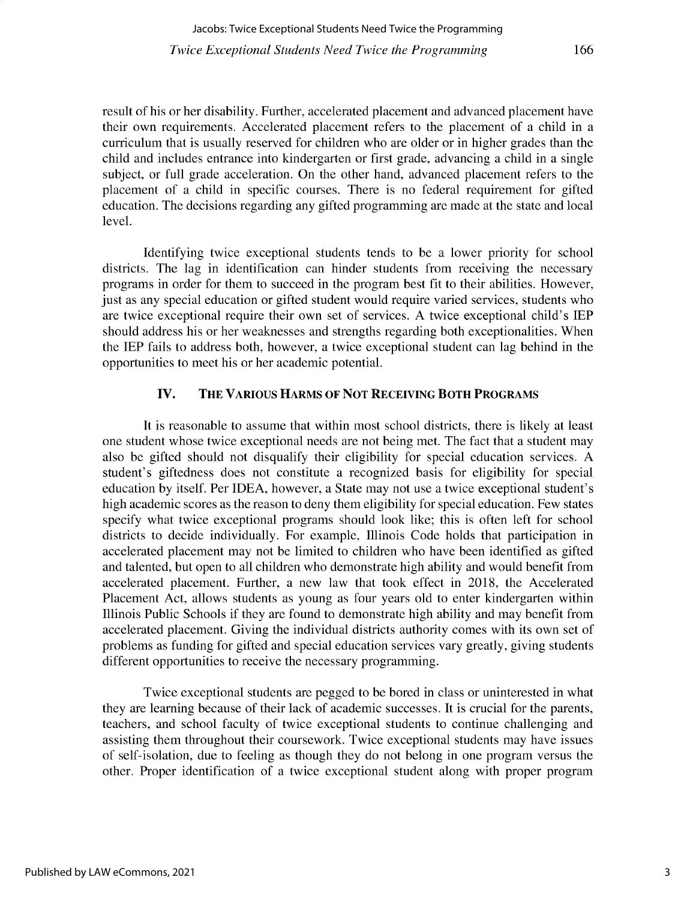result of his or her disability. Further, accelerated placement and advanced placement have their own requirements. Accelerated placement refers to the placement of a child in a curriculum that is usually reserved for children who are older or in higher grades than the child and includes entrance into kindergarten or first grade, advancing a child in a single subject, or full grade acceleration. On the other hand, advanced placement refers to the placement of a child in specific courses. There is no federal requirement for gifted education. The decisions regarding any gifted programming are made at the state and local level.

Identifying twice exceptional students tends to be a lower priority for school districts. The lag in identification can hinder students from receiving the necessary programs in order for them to succeed in the program best fit to their abilities. However, just as any special education or gifted student would require varied services, students who are twice exceptional require their own set of services. A twice exceptional child's IEP should address his or her weaknesses and strengths regarding both exceptionalities. When the IEP fails to address both, however, a twice exceptional student can lag behind in the opportunities to meet his or her academic potential.

## IV. The Various Harms of Not Receiving Both Programs

It is reasonable to assume that within most school districts, there is likely at least one student whose twice exceptional needs are not being met. The fact that a student may also be gifted should not disqualify their eligibility for special education services. A student's giftedness does not constitute a recognized basis for eligibility for special education by itself. Per IDEA, however, a State may not use a twice exceptional student's high academic scores as the reason to deny them eligibility for special education. Few states specify what twice exceptional programs should look like; this is often left for school districts to decide individually. For example, Illinois Code holds that participation in accelerated placement may not be limited to children who have been identified as gifted and talented, but open to all children who demonstrate high ability and would benefit from accelerated placement. Further, a new law that took effect in 2018, the Accelerated Placement Act, allows students as young as four years old to enter kindergarten within Illinois Public Schools if they are found to demonstrate high ability and may benefit from accelerated placement. Giving the individual districts authority comes with its own set of problems as funding for gifted and special education services vary greatly, giving students different opportunities to receive the necessary programming.

Twice exceptional students are pegged to be bored in class or uninterested in what they are learning because of their lack of academic successes. It is crucial for the parents, teachers, and school faculty of twice exceptional students to continue challenging and assisting them throughout their coursework. Twice exceptional students may have issues of self-isolation, due to feeling as though they do not belong in one program versus the other. Proper identification of a twice exceptional student along with proper program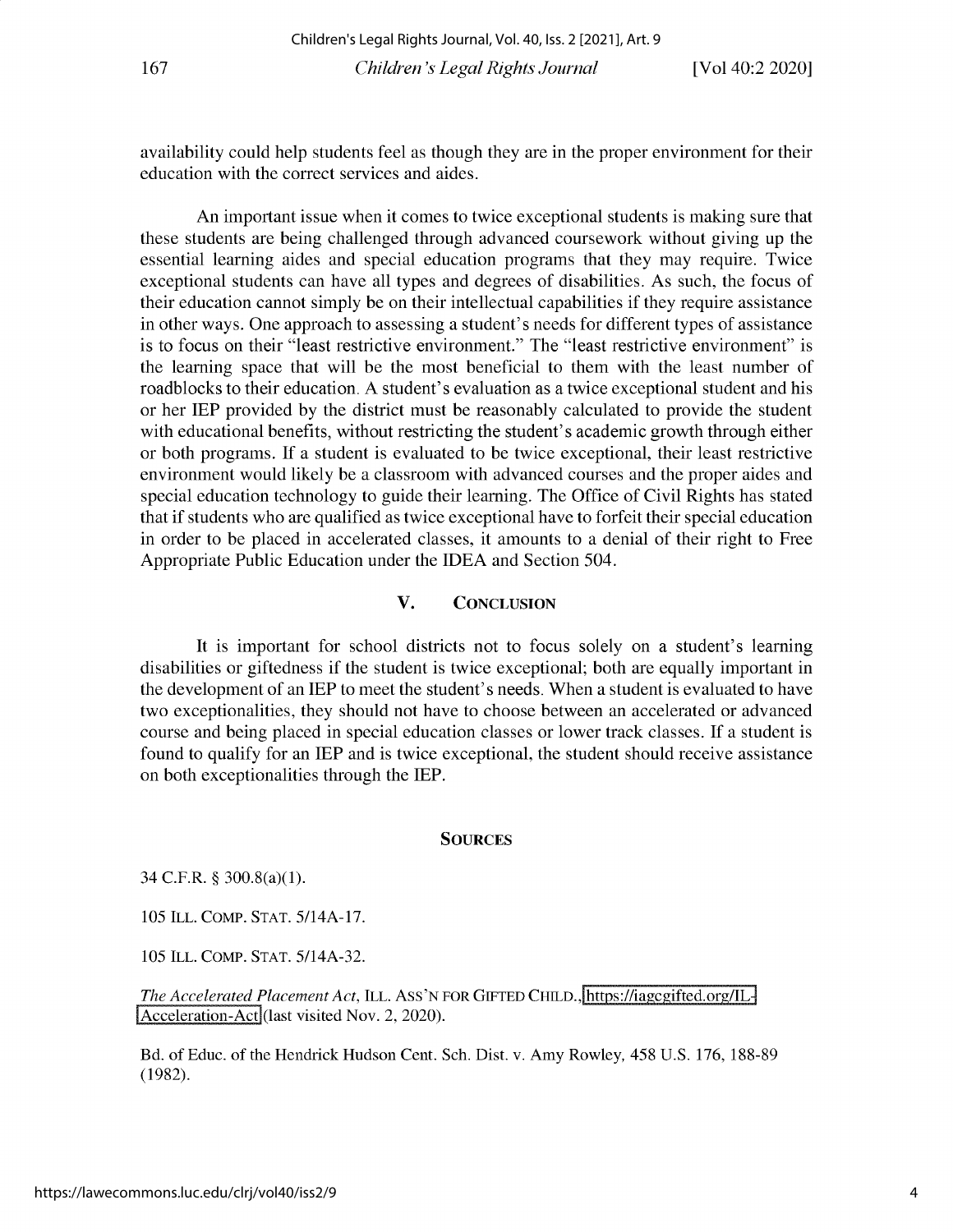availability could help students feel as though they are in the proper environment for their education with the correct services and aides.

An important issue when it comes to twice exceptional students is making sure that these students are being challenged through advanced coursework without giving up the essential learning aides and special education programs that they may require. Twice exceptional students can have all types and degrees of disabilities. As such, the focus of their education cannot simply be on their intellectual capabilities if they require assistance in other ways. One approach to assessing a student's needs for different types of assistance is to focus on their "least restrictive environment." The "least restrictive environment" is the learning space that will be the most beneficial to them with the least number of roadblocks to their education. A student's evaluation as a twice exceptional student and his or her IEP provided by the district must be reasonably calculated to provide the student with educational benefits, without restricting the student's academic growth through either or both programs. If a student is evaluated to be twice exceptional, their least restrictive environment would likely be a classroom with advanced courses and the proper aides and special education technology to guide their learning. The Office of Civil Rights has stated that if students who are qualified as twice exceptional have to forfeit their special education in order to be placed in accelerated classes, it amounts to a denial of their right to Free Appropriate Public Education under the IDEA and Section 504.

## V. Conclusion

It is important for school districts not to focus solely on a student's learning disabilities or giftedness if the student is twice exceptional; both are equally important in the development of an IEP to meet the student's needs. When a student is evaluated to have two exceptionalities, they should not have to choose between an accelerated or advanced course and being placed in special education classes or lower track classes. If a student is found to qualify for an IEP and is twice exceptional, the student should receive assistance on both exceptionalities through the IEP.

## Sources

34 C.F.R. § 300.8(a)(1).

105 Ill. Comp. Stat. 5/14A-17.

105 Ill. Comp. Stat. 5/14A-32.

*The Accelerated Placement Act*, Ill. Ass'n for Gifted Child., https://iagcgifted.org/IL-Acceleration-Act (last visited Nov. 2, 2020).

Bd. of Educ. of the Hendrick Hudson Cent. Sch. Dist. v. Amy Rowley, 458 U.S. 176, 188-89 (1982).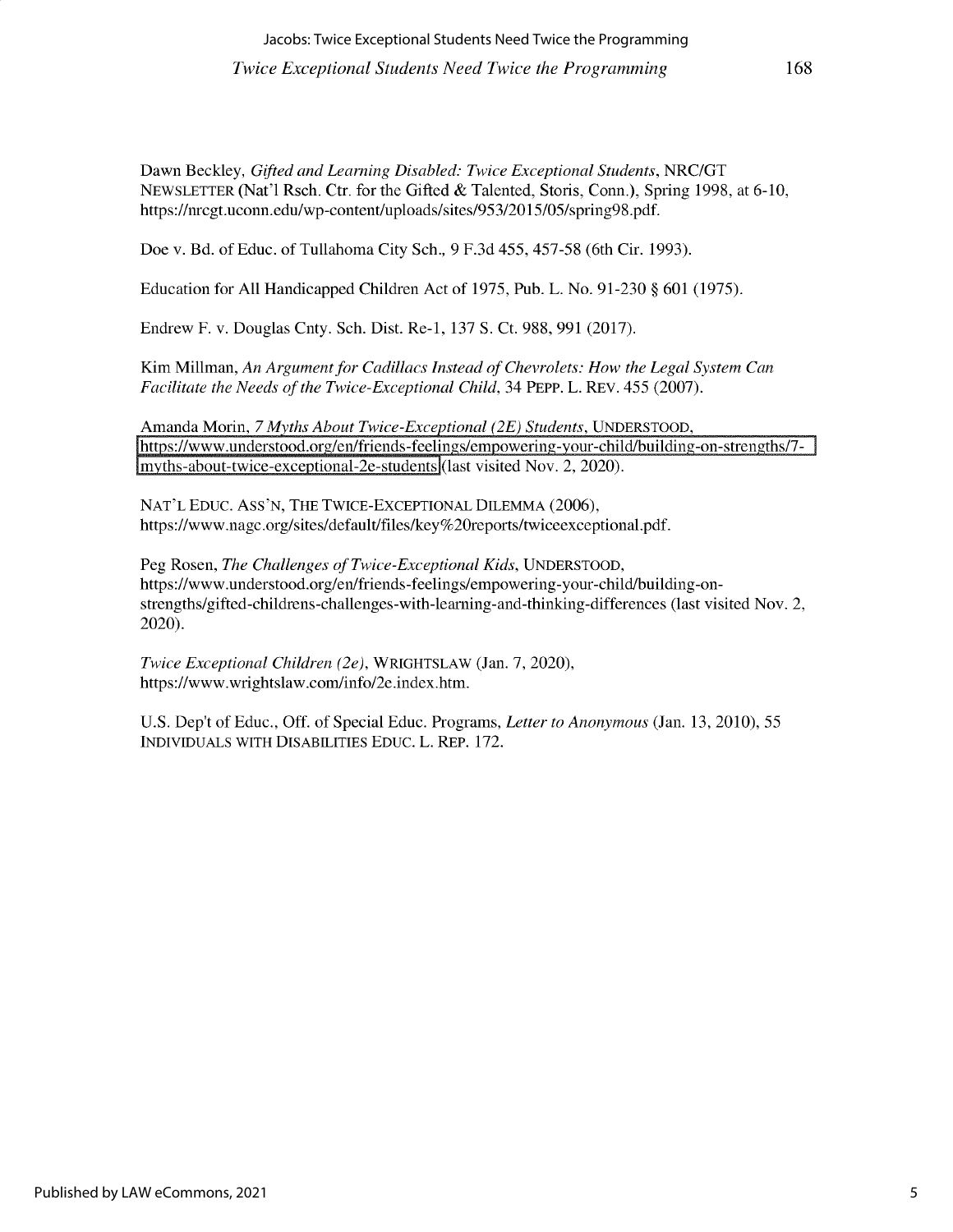Dawn Beckley, *Gifted and Learning Disabled: Twice Exceptional Students*, NRC/GT NEWSLETTER (Nat'l Rsch. Ctr. for the Gifted & Talented, Storis, Conn.), Spring 1998, at 6-10, https://nrcgt.uconn.edu/wp-content/uploads/sites/953/2015/05/spring98.pdf.

Doe v. Bd. of Educ. of Tullahoma City Sch., 9 F.3d 455, 457-58 (6th Cir. 1993).

Education for All Handicapped Children Act of 1975, Pub. L. No. 91-230 § 601 (1975).

Endrew F. v. Douglas Cnty. Sch. Dist. Re-1, 137 S. Ct. 988, 991 (2017).

Kim Millman, *An Argument for Cadillacs Instead of Chevrolets: How the Legal System Can Facilitate the Needs of the Twice-Exceptional Child*, 34 PEPP. L. REV. 455 (2007).

Amanda Morin, *7 Myths About Twice-Exceptional (2E) Students*, UNDERSTOOD, https://www.understood.org/en/friends-feelings/empowering-your-child/building-on-strengths/7-myths-about-twice-exceptional-2e-students (last visited Nov. 2, 2020).

NAT'L EDUC. ASS'N, THE TWICE-EXCEPTIONAL DILEMMA (2006), https://www.nagc.org/sites/default/files/key%20reports/twiceexceptional.pdf.

Peg Rosen, *The Challenges of Twice-Exceptional Kids*, UNDERSTOOD, https://www.understood.org/en/friends-feelings/empowering-your-child/building-on-strengths/gifted-childrens-challenges-with-learning-and-thinking-differences (last visited Nov. 2, 2020).

*Twice Exceptional Children (2e)*, WRIGHTSLAW (Jan. 7, 2020), https://www.wrightslaw.com/info/2e.index.htm.

U.S. Dep't of Educ., Off. of Special Educ. Programs, *Letter to Anonymous* (Jan. 13, 2010), 55 INDIVIDUALS WITH DISABILITIES EDUC. L. REP. 172.